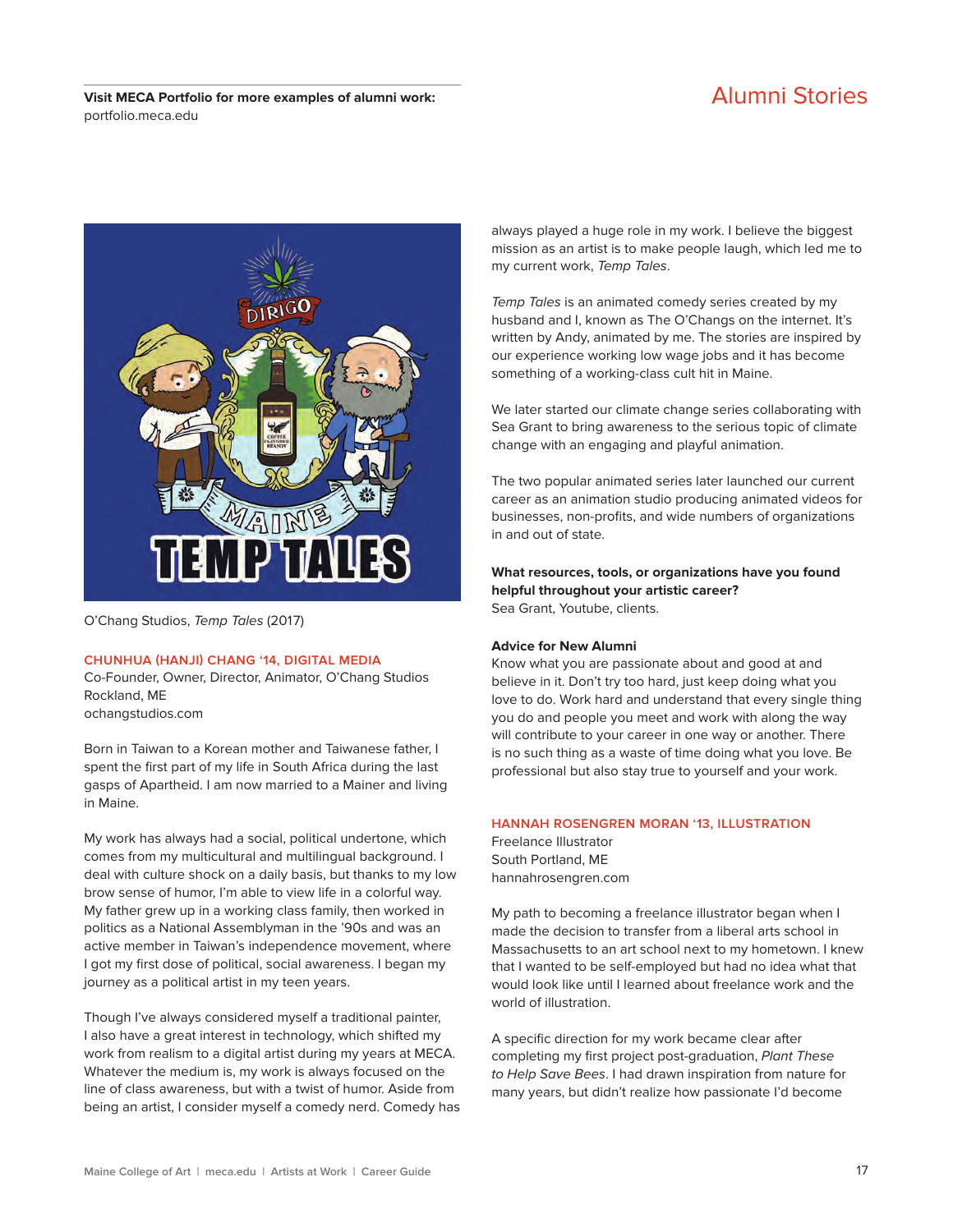**Visit MECA Portfolio for more examples of alumni work:**
portfolio.meca.edu

# Alumni Stories

O'Chang Studios, *Temp Tales* (2017)

## CHUNHUA (HANJI) CHANG '14, DIGITAL MEDIA

Co-Founder, Owner, Director, Animator, O'Chang Studios
Rockland, ME
ochangstudios.com

Born in Taiwan to a Korean mother and Taiwanese father, I spent the first part of my life in South Africa during the last gasps of Apartheid. I am now married to a Mainer and living in Maine.

My work has always had a social, political undertone, which comes from my multicultural and multilingual background. I deal with culture shock on a daily basis, but thanks to my low brow sense of humor, I'm able to view life in a colorful way. My father grew up in a working class family, then worked in politics as a National Assemblyman in the '90s and was an active member in Taiwan's independence movement, where I got my first dose of political, social awareness. I began my journey as a political artist in my teen years.

Though I've always considered myself a traditional painter, I also have a great interest in technology, which shifted my work from realism to a digital artist during my years at MECA. Whatever the medium is, my work is always focused on the line of class awareness, but with a twist of humor. Aside from being an artist, I consider myself a comedy nerd. Comedy has always played a huge role in my work. I believe the biggest mission as an artist is to make people laugh, which led me to my current work, *Temp Tales*.

*Temp Tales* is an animated comedy series created by my husband and I, known as The O'Changs on the internet. It's written by Andy, animated by me. The stories are inspired by our experience working low wage jobs and it has become something of a working-class cult hit in Maine.

We later started our climate change series collaborating with Sea Grant to bring awareness to the serious topic of climate change with an engaging and playful animation.

The two popular animated series later launched our current career as an animation studio producing animated videos for businesses, non-profits, and wide numbers of organizations in and out of state.

**What resources, tools, or organizations have you found helpful throughout your artistic career?**
Sea Grant, Youtube, clients.

**Advice for New Alumni**
Know what you are passionate about and good at and believe in it. Don't try too hard, just keep doing what you love to do. Work hard and understand that every single thing you do and people you meet and work with along the way will contribute to your career in one way or another. There is no such thing as a waste of time doing what you love. Be professional but also stay true to yourself and your work.

## HANNAH ROSENGREN MORAN '13, ILLUSTRATION

Freelance Illustrator
South Portland, ME
hannahrosengren.com

My path to becoming a freelance illustrator began when I made the decision to transfer from a liberal arts school in Massachusetts to an art school next to my hometown. I knew that I wanted to be self-employed but had no idea what that would look like until I learned about freelance work and the world of illustration.

A specific direction for my work became clear after completing my first project post-graduation, *Plant These to Help Save Bees*. I had drawn inspiration from nature for many years, but didn't realize how passionate I'd become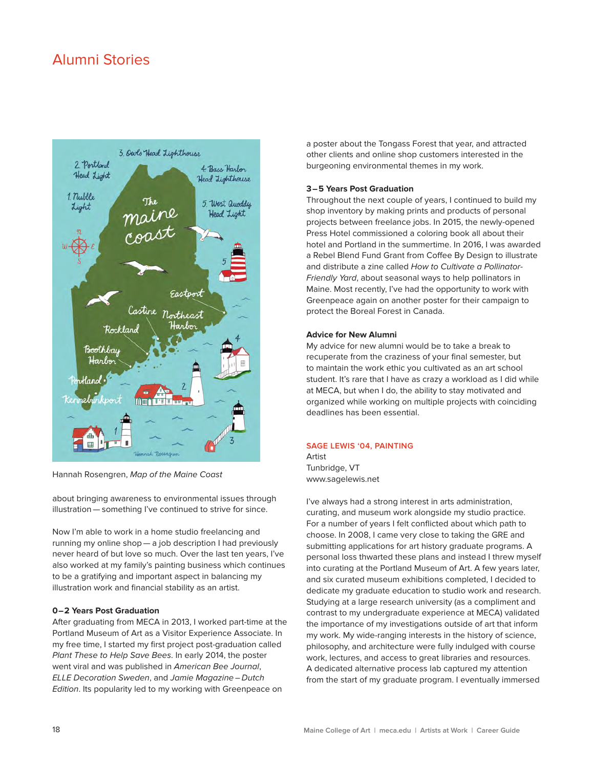## Alumni Stories

Hannah Rosengren, *Map of the Maine Coast*

about bringing awareness to environmental issues through illustration — something I've continued to strive for since.

Now I'm able to work in a home studio freelancing and running my online shop — a job description I had previously never heard of but love so much. Over the last ten years, I've also worked at my family's painting business which continues to be a gratifying and important aspect in balancing my illustration work and financial stability as an artist.

**0–2 Years Post Graduation**
After graduating from MECA in 2013, I worked part-time at the Portland Museum of Art as a Visitor Experience Associate. In my free time, I started my first project post-graduation called *Plant These to Help Save Bees*. In early 2014, the poster went viral and was published in *American Bee Journal*, *ELLE Decoration Sweden*, and *Jamie Magazine – Dutch Edition*. Its popularity led to my working with Greenpeace on a poster about the Tongass Forest that year, and attracted other clients and online shop customers interested in the burgeoning environmental themes in my work.

**3–5 Years Post Graduation**
Throughout the next couple of years, I continued to build my shop inventory by making prints and products of personal projects between freelance jobs. In 2015, the newly-opened Press Hotel commissioned a coloring book all about their hotel and Portland in the summertime. In 2016, I was awarded a Rebel Blend Fund Grant from Coffee By Design to illustrate and distribute a zine called *How to Cultivate a Pollinator-Friendly Yard*, about seasonal ways to help pollinators in Maine. Most recently, I've had the opportunity to work with Greenpeace again on another poster for their campaign to protect the Boreal Forest in Canada.

**Advice for New Alumni**
My advice for new alumni would be to take a break to recuperate from the craziness of your final semester, but to maintain the work ethic you cultivated as an art school student. It's rare that I have as crazy a workload as I did while at MECA, but when I do, the ability to stay motivated and organized while working on multiple projects with coinciding deadlines has been essential.

**SAGE LEWIS '04, PAINTING**
Artist
Tunbridge, VT
www.sagelewis.net

I've always had a strong interest in arts administration, curating, and museum work alongside my studio practice. For a number of years I felt conflicted about which path to choose. In 2008, I came very close to taking the GRE and submitting applications for art history graduate programs. A personal loss thwarted these plans and instead I threw myself into curating at the Portland Museum of Art. A few years later, and six curated museum exhibitions completed, I decided to dedicate my graduate education to studio work and research. Studying at a large research university (as a compliment and contrast to my undergraduate experience at MECA) validated the importance of my investigations outside of art that inform my work. My wide-ranging interests in the history of science, philosophy, and architecture were fully indulged with course work, lectures, and access to great libraries and resources. A dedicated alternative process lab captured my attention from the start of my graduate program. I eventually immersed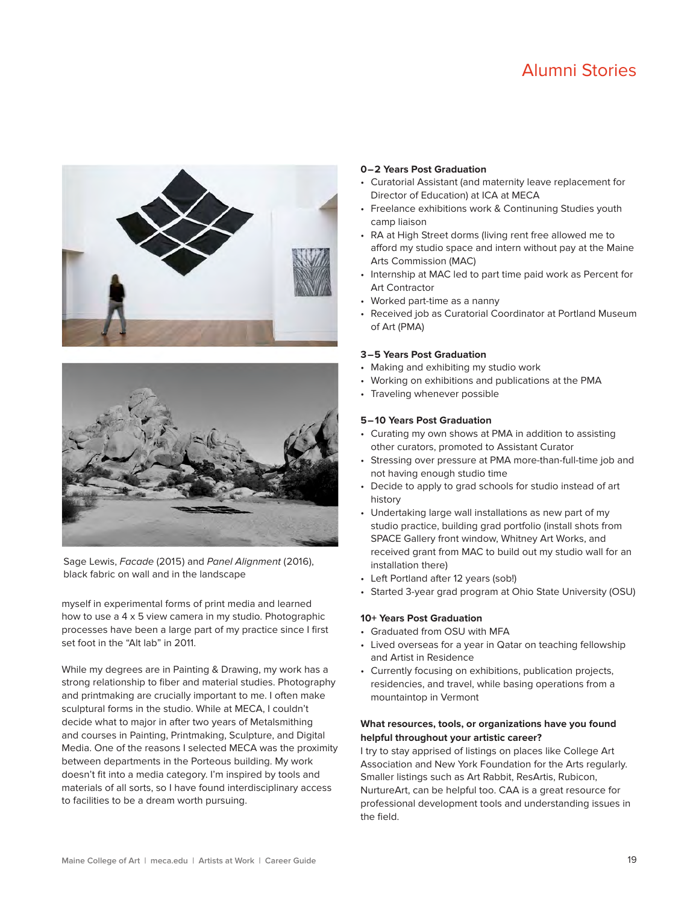# Alumni Stories

Sage Lewis, *Facade* (2015) and *Panel Alignment* (2016), black fabric on wall and in the landscape

myself in experimental forms of print media and learned how to use a 4 x 5 view camera in my studio. Photographic processes have been a large part of my practice since I first set foot in the "Alt lab" in 2011.

While my degrees are in Painting & Drawing, my work has a strong relationship to fiber and material studies. Photography and printmaking are crucially important to me. I often make sculptural forms in the studio. While at MECA, I couldn't decide what to major in after two years of Metalsmithing and courses in Painting, Printmaking, Sculpture, and Digital Media. One of the reasons I selected MECA was the proximity between departments in the Porteous building. My work doesn't fit into a media category. I'm inspired by tools and materials of all sorts, so I have found interdisciplinary access to facilities to be a dream worth pursuing.

**0–2 Years Post Graduation**

- Curatorial Assistant (and maternity leave replacement for Director of Education) at ICA at MECA
- Freelance exhibitions work & Continuning Studies youth camp liaison
- RA at High Street dorms (living rent free allowed me to afford my studio space and intern without pay at the Maine Arts Commission (MAC)
- Internship at MAC led to part time paid work as Percent for Art Contractor
- Worked part-time as a nanny
- Received job as Curatorial Coordinator at Portland Museum of Art (PMA)

**3–5 Years Post Graduation**

- Making and exhibiting my studio work
- Working on exhibitions and publications at the PMA
- Traveling whenever possible

**5–10 Years Post Graduation**

- Curating my own shows at PMA in addition to assisting other curators, promoted to Assistant Curator
- Stressing over pressure at PMA more-than-full-time job and not having enough studio time
- Decide to apply to grad schools for studio instead of art history
- Undertaking large wall installations as new part of my studio practice, building grad portfolio (install shots from SPACE Gallery front window, Whitney Art Works, and received grant from MAC to build out my studio wall for an installation there)
- Left Portland after 12 years (sob!)
- Started 3-year grad program at Ohio State University (OSU)

**10+ Years Post Graduation**

- Graduated from OSU with MFA
- Lived overseas for a year in Qatar on teaching fellowship and Artist in Residence
- Currently focusing on exhibitions, publication projects, residencies, and travel, while basing operations from a mountaintop in Vermont

**What resources, tools, or organizations have you found helpful throughout your artistic career?**

I try to stay apprised of listings on places like College Art Association and New York Foundation for the Arts regularly. Smaller listings such as Art Rabbit, ResArtis, Rubicon, NurtureArt, can be helpful too. CAA is a great resource for professional development tools and understanding issues in the field.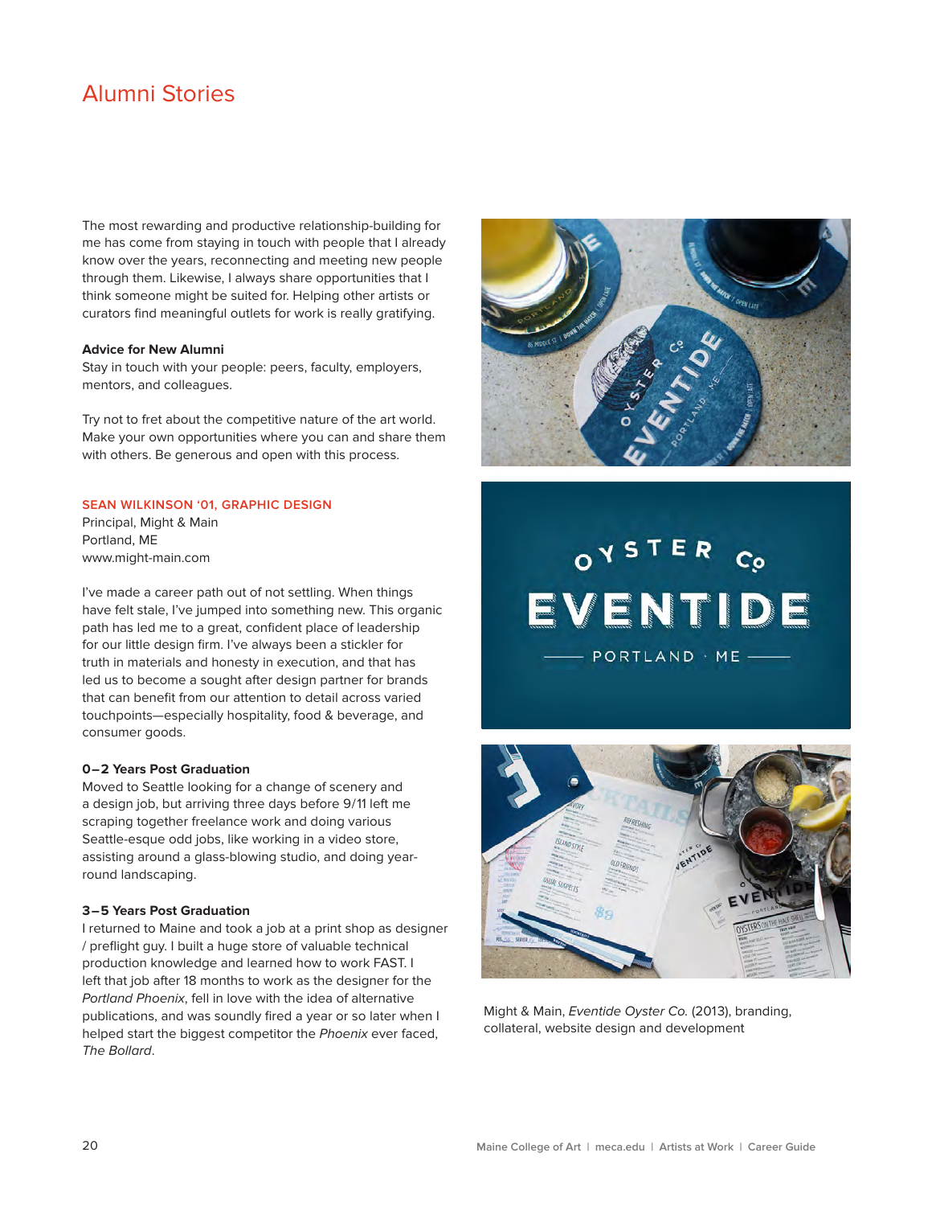## Alumni Stories

The most rewarding and productive relationship-building for me has come from staying in touch with people that I already know over the years, reconnecting and meeting new people through them. Likewise, I always share opportunities that I think someone might be suited for. Helping other artists or curators find meaningful outlets for work is really gratifying.

**Advice for New Alumni**
Stay in touch with your people: peers, faculty, employers, mentors, and colleagues.

Try not to fret about the competitive nature of the art world. Make your own opportunities where you can and share them with others. Be generous and open with this process.

### SEAN WILKINSON '01, GRAPHIC DESIGN

Principal, Might & Main
Portland, ME
www.might-main.com

I've made a career path out of not settling. When things have felt stale, I've jumped into something new. This organic path has led me to a great, confident place of leadership for our little design firm. I've always been a stickler for truth in materials and honesty in execution, and that has led us to become a sought after design partner for brands that can benefit from our attention to detail across varied touchpoints—especially hospitality, food & beverage, and consumer goods.

**0–2 Years Post Graduation**
Moved to Seattle looking for a change of scenery and a design job, but arriving three days before 9/11 left me scraping together freelance work and doing various Seattle-esque odd jobs, like working in a video store, assisting around a glass-blowing studio, and doing year-round landscaping.

**3–5 Years Post Graduation**
I returned to Maine and took a job at a print shop as designer / preflight guy. I built a huge store of valuable technical production knowledge and learned how to work FAST. I left that job after 18 months to work as the designer for the *Portland Phoenix*, fell in love with the idea of alternative publications, and was soundly fired a year or so later when I helped start the biggest competitor the *Phoenix* ever faced, *The Bollard*.

Might & Main, *Eventide Oyster Co.* (2013), branding, collateral, website design and development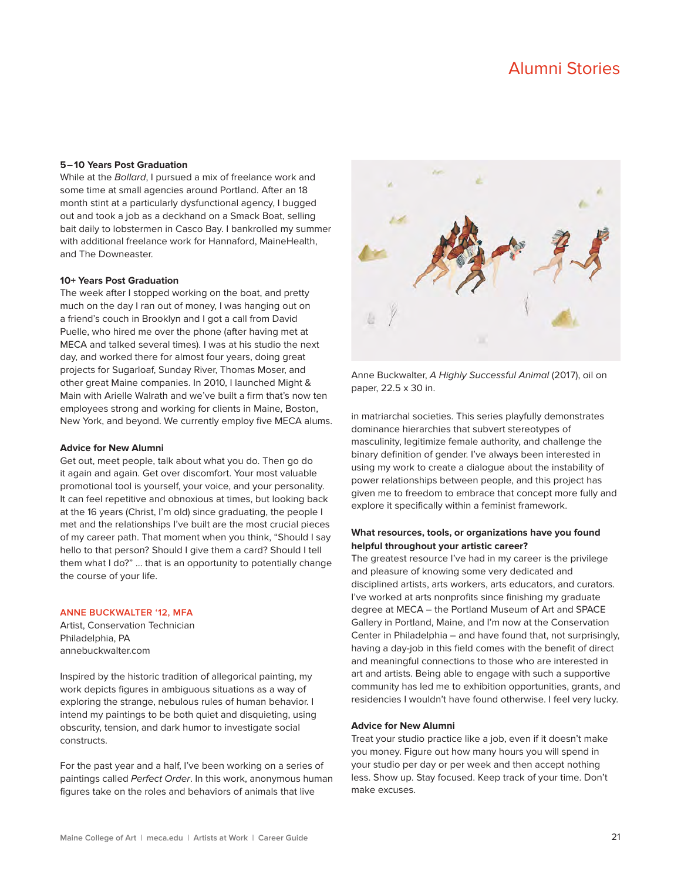# Alumni Stories

### 5–10 Years Post Graduation

While at the *Bollard*, I pursued a mix of freelance work and some time at small agencies around Portland. After an 18 month stint at a particularly dysfunctional agency, I bugged out and took a job as a deckhand on a Smack Boat, selling bait daily to lobstermen in Casco Bay. I bankrolled my summer with additional freelance work for Hannaford, MaineHealth, and The Downeaster.

### 10+ Years Post Graduation

The week after I stopped working on the boat, and pretty much on the day I ran out of money, I was hanging out on a friend's couch in Brooklyn and I got a call from David Puelle, who hired me over the phone (after having met at MECA and talked several times). I was at his studio the next day, and worked there for almost four years, doing great projects for Sugarloaf, Sunday River, Thomas Moser, and other great Maine companies. In 2010, I launched Might & Main with Arielle Walrath and we've built a firm that's now ten employees strong and working for clients in Maine, Boston, New York, and beyond. We currently employ five MECA alums.

### Advice for New Alumni

Get out, meet people, talk about what you do. Then go do it again and again. Get over discomfort. Your most valuable promotional tool is yourself, your voice, and your personality. It can feel repetitive and obnoxious at times, but looking back at the 16 years (Christ, I'm old) since graduating, the people I met and the relationships I've built are the most crucial pieces of my career path. That moment when you think, "Should I say hello to that person? Should I give them a card? Should I tell them what I do?" ... that is an opportunity to potentially change the course of your life.

## ANNE BUCKWALTER '12, MFA

Artist, Conservation Technician
Philadelphia, PA
annebuckwalter.com

Inspired by the historic tradition of allegorical painting, my work depicts figures in ambiguous situations as a way of exploring the strange, nebulous rules of human behavior. I intend my paintings to be both quiet and disquieting, using obscurity, tension, and dark humor to investigate social constructs.

For the past year and a half, I've been working on a series of paintings called *Perfect Order*. In this work, anonymous human figures take on the roles and behaviors of animals that live in matriarchal societies. This series playfully demonstrates dominance hierarchies that subvert stereotypes of masculinity, legitimize female authority, and challenge the binary definition of gender. I've always been interested in using my work to create a dialogue about the instability of power relationships between people, and this project has given me to freedom to embrace that concept more fully and explore it specifically within a feminist framework.

Anne Buckwalter, *A Highly Successful Animal* (2017), oil on paper, 22.5 x 30 in.

### What resources, tools, or organizations have you found helpful throughout your artistic career?

The greatest resource I've had in my career is the privilege and pleasure of knowing some very dedicated and disciplined artists, arts workers, arts educators, and curators. I've worked at arts nonprofits since finishing my graduate degree at MECA – the Portland Museum of Art and SPACE Gallery in Portland, Maine, and I'm now at the Conservation Center in Philadelphia – and have found that, not surprisingly, having a day-job in this field comes with the benefit of direct and meaningful connections to those who are interested in art and artists. Being able to engage with such a supportive community has led me to exhibition opportunities, grants, and residencies I wouldn't have found otherwise. I feel very lucky.

### Advice for New Alumni

Treat your studio practice like a job, even if it doesn't make you money. Figure out how many hours you will spend in your studio per day or per week and then accept nothing less. Show up. Stay focused. Keep track of your time. Don't make excuses.